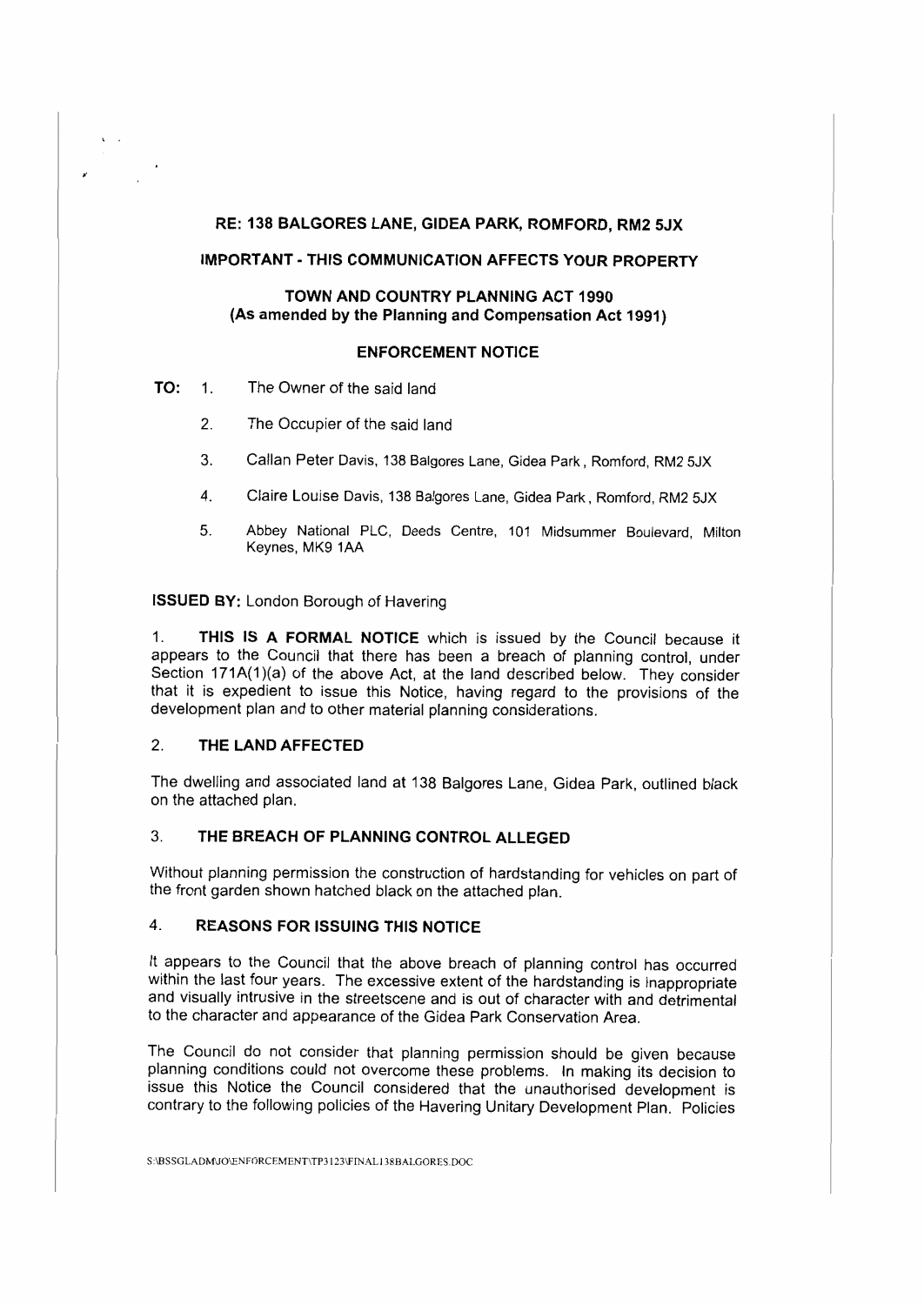**RE: 138 BALGORES LANE, GIDEA PARK, ROMFORD, RM2 5JX**

**IMPORTANT - THIS COMMUNICATION AFFECTS YOUR PROPERTY**

**TOWN AND COUNTRY PLANNING ACT 1990**
**(As amended by the Planning and Compensation Act 1991)**

**ENFORCEMENT NOTICE**

**TO:**

1. The Owner of the said land
2. The Occupier of the said land
3. Callan Peter Davis, 138 Balgores Lane, Gidea Park, Romford, RM2 5JX
4. Claire Louise Davis, 138 Balgores Lane, Gidea Park, Romford, RM2 5JX
5. Abbey National PLC, Deeds Centre, 101 Midsummer Boulevard, Milton Keynes, MK9 1AA

**ISSUED BY:** London Borough of Havering

1. **THIS IS A FORMAL NOTICE** which is issued by the Council because it appears to the Council that there has been a breach of planning control, under Section 171A(1)(a) of the above Act, at the land described below. They consider that it is expedient to issue this Notice, having regard to the provisions of the development plan and to other material planning considerations.

## 2. THE LAND AFFECTED

The dwelling and associated land at 138 Balgores Lane, Gidea Park, outlined black on the attached plan.

## 3. THE BREACH OF PLANNING CONTROL ALLEGED

Without planning permission the construction of hardstanding for vehicles on part of the front garden shown hatched black on the attached plan.

## 4. REASONS FOR ISSUING THIS NOTICE

It appears to the Council that the above breach of planning control has occurred within the last four years. The excessive extent of the hardstanding is inappropriate and visually intrusive in the streetscene and is out of character with and detrimental to the character and appearance of the Gidea Park Conservation Area.

The Council do not consider that planning permission should be given because planning conditions could not overcome these problems. In making its decision to issue this Notice the Council considered that the unauthorised development is contrary to the following policies of the Havering Unitary Development Plan. Policies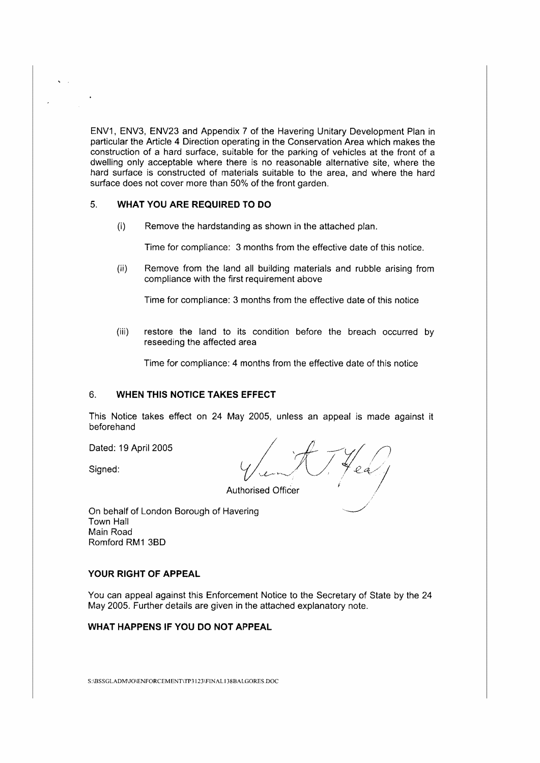ENV1, ENV3, ENV23 and Appendix 7 of the Havering Unitary Development Plan in particular the Article 4 Direction operating in the Conservation Area which makes the construction of a hard surface, suitable for the parking of vehicles at the front of a dwelling only acceptable where there is no reasonable alternative site, where the hard surface is constructed of materials suitable to the area, and where the hard surface does not cover more than 50% of the front garden.

## 5. WHAT YOU ARE REQUIRED TO DO

(i) Remove the hardstanding as shown in the attached plan.

Time for compliance: 3 months from the effective date of this notice.

(ii) Remove from the land all building materials and rubble arising from compliance with the first requirement above

Time for compliance: 3 months from the effective date of this notice

(iii) restore the land to its condition before the breach occurred by reseeding the affected area

Time for compliance: 4 months from the effective date of this notice

## 6. WHEN THIS NOTICE TAKES EFFECT

This Notice takes effect on 24 May 2005, unless an appeal is made against it beforehand

Dated: 19 April 2005

Signed:

Authorised Officer

On behalf of London Borough of Havering
Town Hall
Main Road
Romford RM1 3BD

## YOUR RIGHT OF APPEAL

You can appeal against this Enforcement Notice to the Secretary of State by the 24 May 2005. Further details are given in the attached explanatory note.

## WHAT HAPPENS IF YOU DO NOT APPEAL

S:\BSSGLADM\JO\ENFORCEMENT\TP3123\FINAL138BALGORES.DOC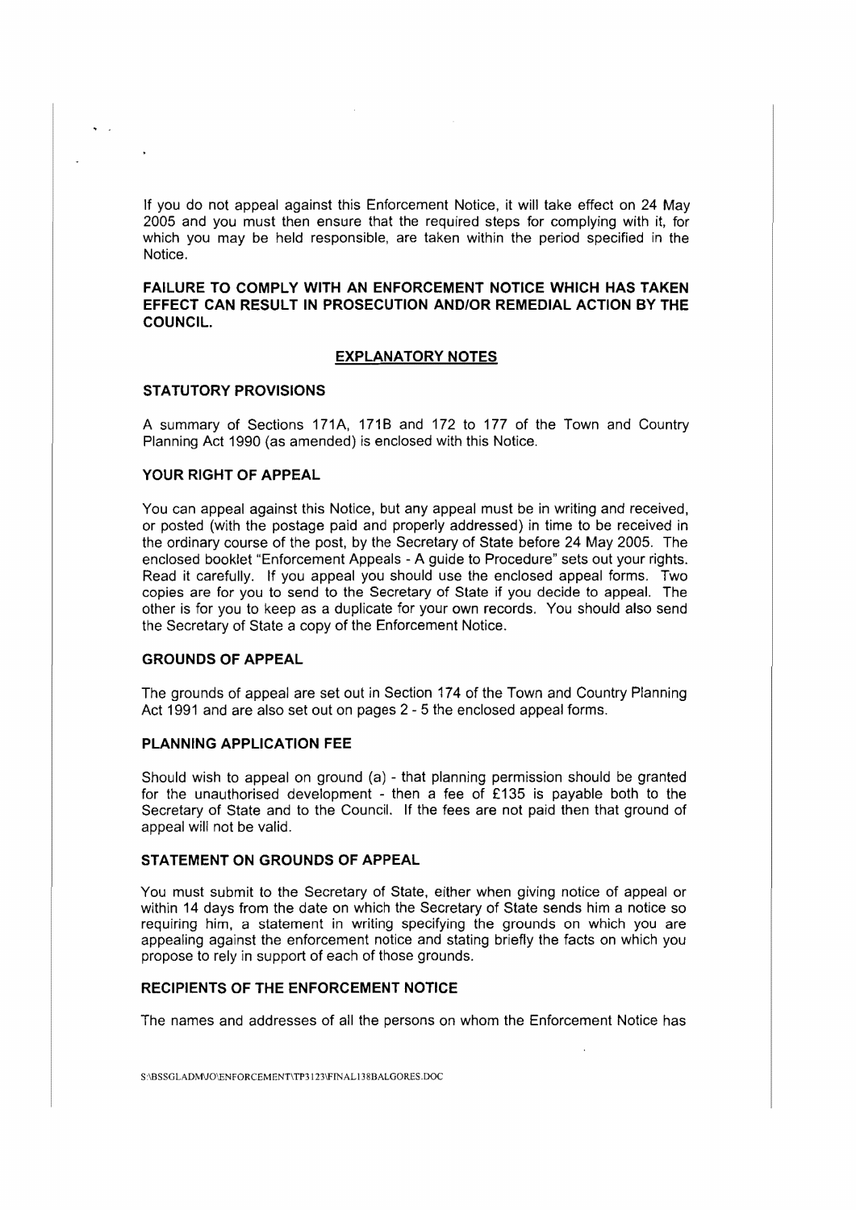If you do not appeal against this Enforcement Notice, it will take effect on 24 May 2005 and you must then ensure that the required steps for complying with it, for which you may be held responsible, are taken within the period specified in the Notice.

**FAILURE TO COMPLY WITH AN ENFORCEMENT NOTICE WHICH HAS TAKEN EFFECT CAN RESULT IN PROSECUTION AND/OR REMEDIAL ACTION BY THE COUNCIL.**

## EXPLANATORY NOTES

### STATUTORY PROVISIONS

A summary of Sections 171A, 171B and 172 to 177 of the Town and Country Planning Act 1990 (as amended) is enclosed with this Notice.

### YOUR RIGHT OF APPEAL

You can appeal against this Notice, but any appeal must be in writing and received, or posted (with the postage paid and properly addressed) in time to be received in the ordinary course of the post, by the Secretary of State before 24 May 2005. The enclosed booklet "Enforcement Appeals - A guide to Procedure" sets out your rights. Read it carefully. If you appeal you should use the enclosed appeal forms. Two copies are for you to send to the Secretary of State if you decide to appeal. The other is for you to keep as a duplicate for your own records. You should also send the Secretary of State a copy of the Enforcement Notice.

### GROUNDS OF APPEAL

The grounds of appeal are set out in Section 174 of the Town and Country Planning Act 1991 and are also set out on pages 2 - 5 the enclosed appeal forms.

### PLANNING APPLICATION FEE

Should wish to appeal on ground (a) - that planning permission should be granted for the unauthorised development - then a fee of £135 is payable both to the Secretary of State and to the Council. If the fees are not paid then that ground of appeal will not be valid.

### STATEMENT ON GROUNDS OF APPEAL

You must submit to the Secretary of State, either when giving notice of appeal or within 14 days from the date on which the Secretary of State sends him a notice so requiring him, a statement in writing specifying the grounds on which you are appealing against the enforcement notice and stating briefly the facts on which you propose to rely in support of each of those grounds.

### RECIPIENTS OF THE ENFORCEMENT NOTICE

The names and addresses of all the persons on whom the Enforcement Notice has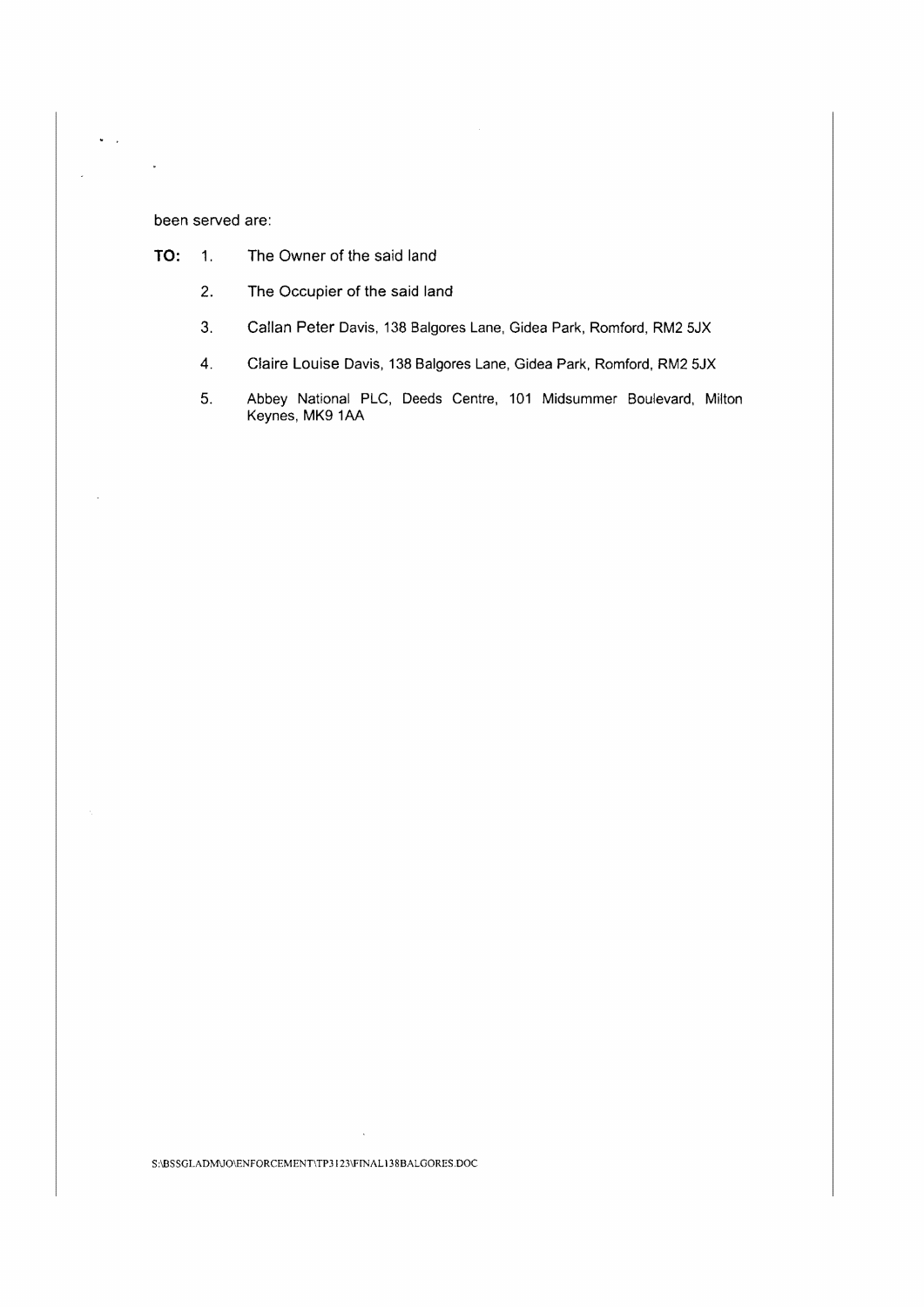been served are:

**TO:** 1. The Owner of the said land

2. The Occupier of the said land

3. Callan Peter Davis, 138 Balgores Lane, Gidea Park, Romford, RM2 5JX

4. Claire Louise Davis, 138 Balgores Lane, Gidea Park, Romford, RM2 5JX

5. Abbey National PLC, Deeds Centre, 101 Midsummer Boulevard, Milton Keynes, MK9 1AA

S:\BSSGLADMJO\ENFORCEMENT\TP3123\FINAL138BALGORES.DOC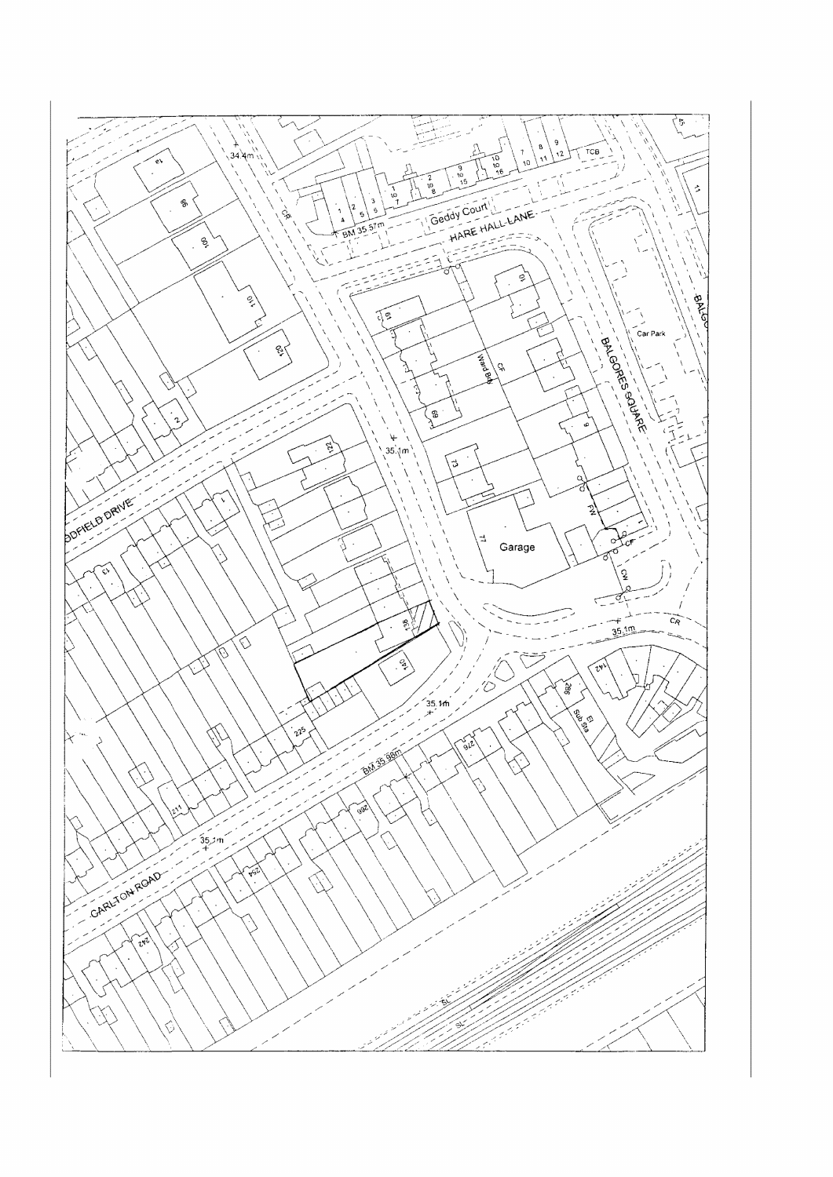34.4m

Geddy Court

HARE HALL LANE

BM 35.57m

TCB

Car Park

BALGORES SQUARE

Ward Bdy

CF

35.1m

Garage

FW

CW

CR

ODFIELD DRIVE

CARLTON ROAD

BM 35.98m

El Sub Sta

SL